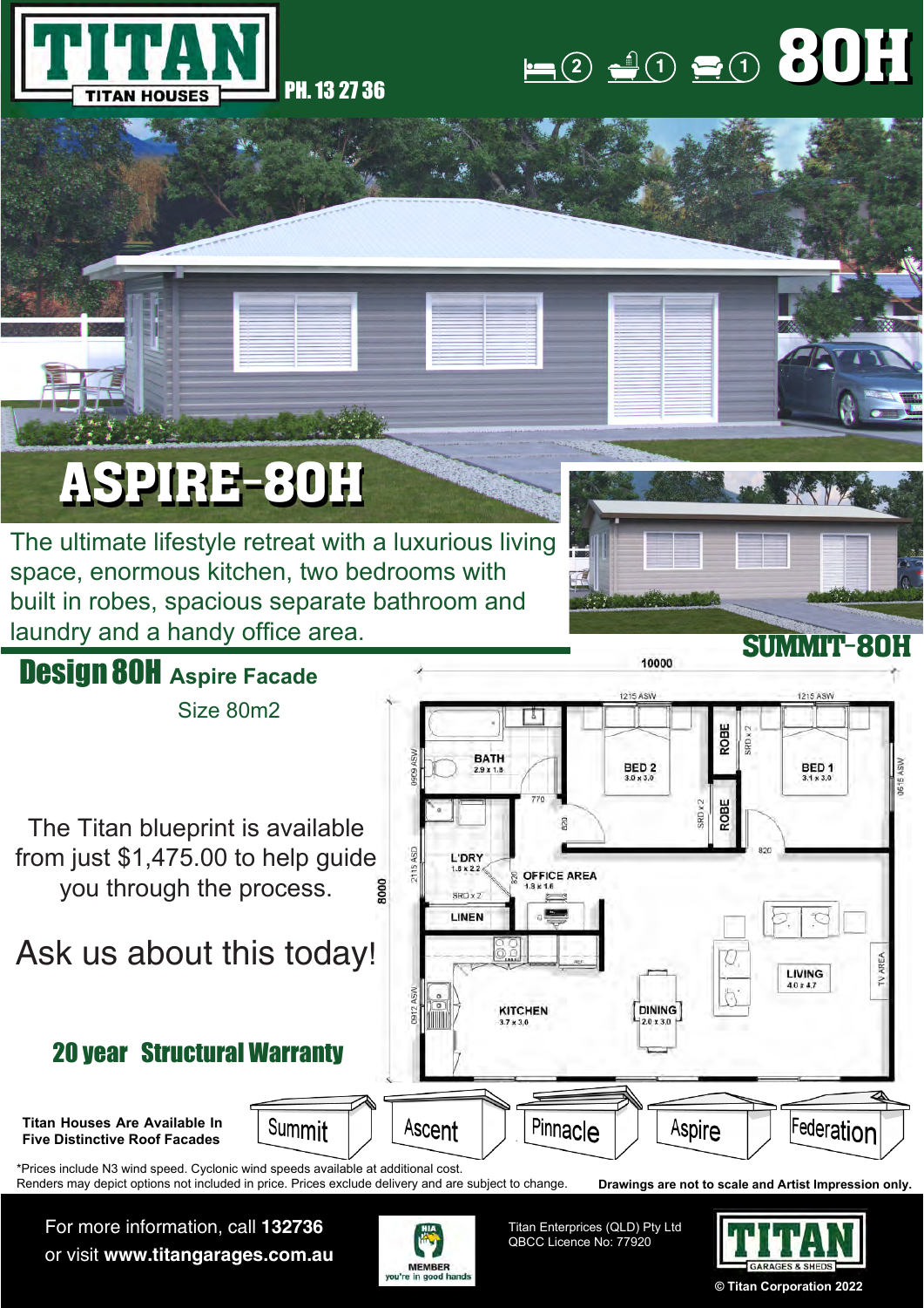# TITAN

TITAN HOUSES

PH. 13 27 36

2 1 1 **80H**

# ASPIRE-80H

The ultimate lifestyle retreat with a luxurious living space, enormous kitchen, two bedrooms with built in robes, spacious separate bathroom and laundry and a handy office area.

SUMMIT-80H

## Design 80H Aspire Facade

Size 80m2

The Titan blueprint is available from just $1,475.00 to help guide you through the process.

Ask us about this today!

**20 year Structural Warranty**

10000

8000

BATH 2.9 x 1.8

BED 2 3.0 x 3.0

ROBE

BED 1 3.1 x 3.0

ROBE

L'DRY 1.8 x 2.2

OFFICE AREA 1.8 x 1.6

LINEN

LIVING 4.0 x 4.7

TV AREA

KITCHEN 3.7 x 3.0

DINING 2.0 x 3.0

**Titan Houses Are Available In Five Distinctive Roof Facades**

Summit | Ascent | Pinnacle | Aspire | Federation

*Prices include N3 wind speed. Cyclonic wind speeds available at additional cost.
Renders may depict options not included in price. Prices exclude delivery and are subject to change.

**Drawings are not to scale and Artist Impression only.**

For more information, call **132736** or visit **www.titangarages.com.au**

HIA MEMBER you're in good hands

Titan Enterprices (QLD) Pty Ltd
QBCC Licence No: 77920

TITAN GARAGES & SHEDS

**© Titan Corporation 2022**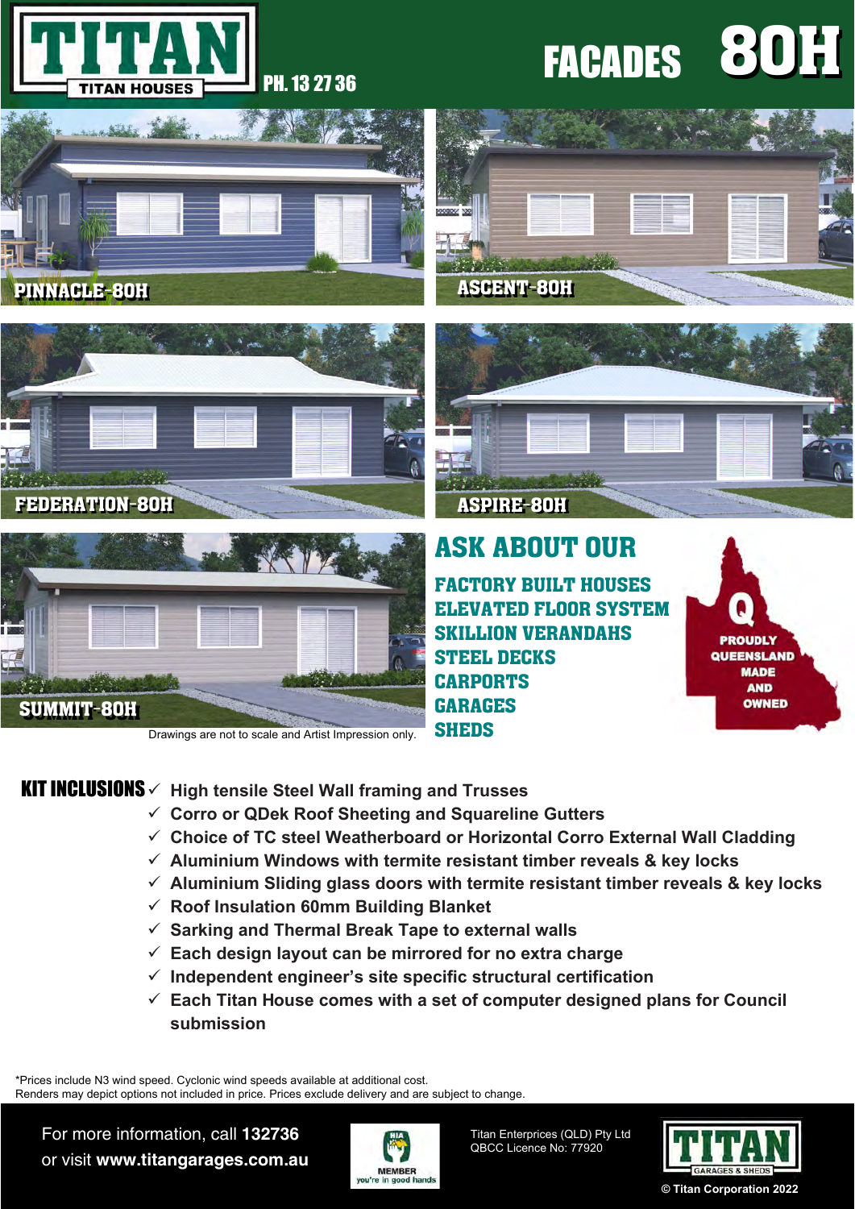# TITAN

TITAN HOUSES

PH. 13 27 36

# FACADES 80H

PINNACLE-80H

ASCENT-80H

FEDERATION-80H

ASPIRE-80H

SUMMIT-80H

Drawings are not to scale and Artist Impression only.

## ASK ABOUT OUR

**FACTORY BUILT HOUSES**
**ELEVATED FLOOR SYSTEM**
**SKILLION VERANDAHS**
**STEEL DECKS**
**CARPORTS**
**GARAGES**
**SHEDS**

Q PROUDLY QUEENSLAND MADE AND OWNED

## KIT INCLUSIONS

- ✓ High tensile Steel Wall framing and Trusses
- ✓ Corro or QDek Roof Sheeting and Squareline Gutters
- ✓ Choice of TC steel Weatherboard or Horizontal Corro External Wall Cladding
- ✓ Aluminium Windows with termite resistant timber reveals & key locks
- ✓ Aluminium Sliding glass doors with termite resistant timber reveals & key locks
- ✓ Roof Insulation 60mm Building Blanket
- ✓ Sarking and Thermal Break Tape to external walls
- ✓ Each design layout can be mirrored for no extra charge
- ✓ Independent engineer's site specific structural certification
- ✓ Each Titan House comes with a set of computer designed plans for Council submission

*Prices include N3 wind speed. Cyclonic wind speeds available at additional cost.
Renders may depict options not included in price. Prices exclude delivery and are subject to change.

For more information, call **132736**
or visit **www.titangarages.com.au**

HIA MEMBER you're in good hands

Titan Enterprices (QLD) Pty Ltd
QBCC Licence No: 77920

TITAN GARAGES & SHEDS

© Titan Corporation 2022